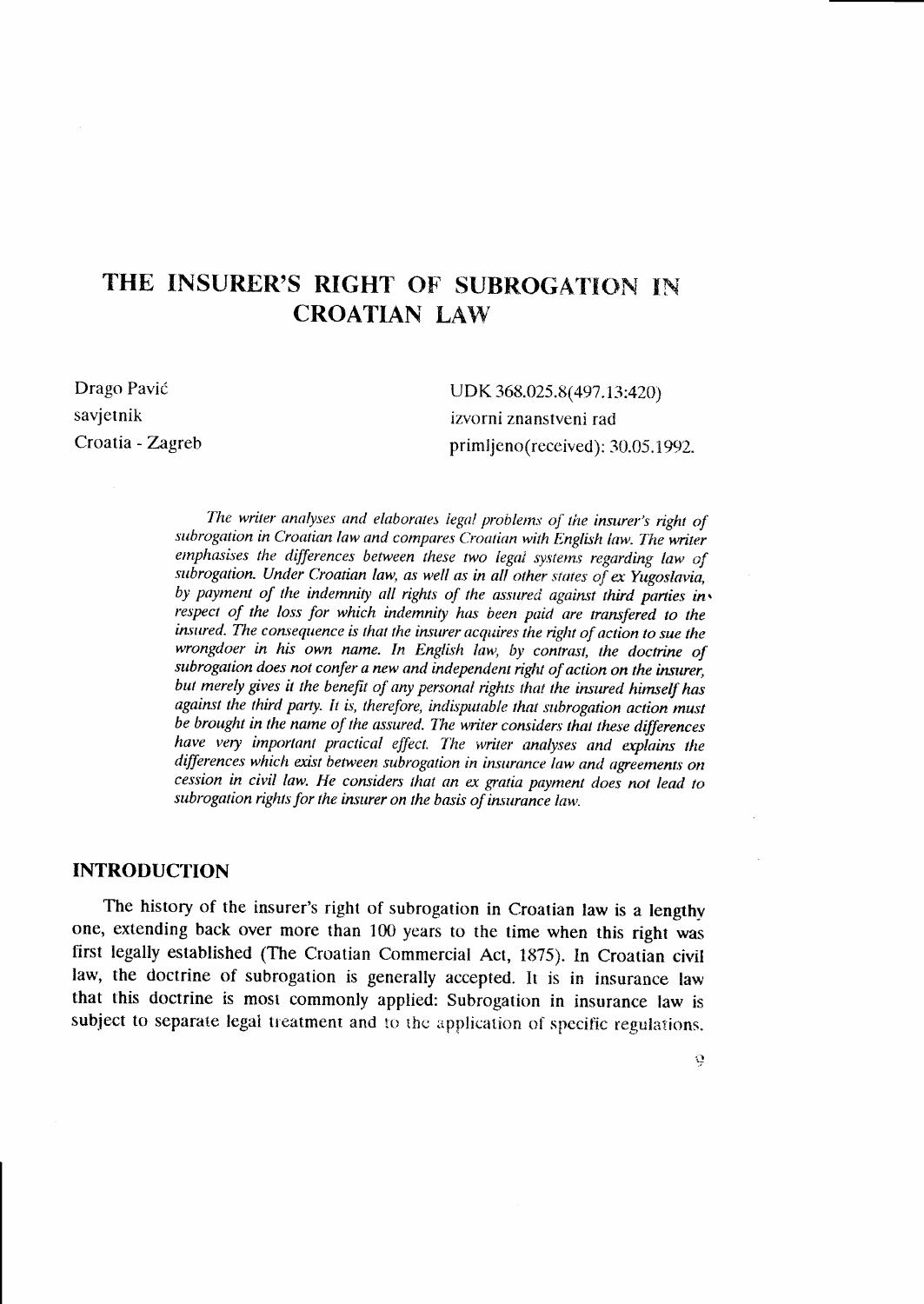# THE INSURER'S RIGHT OF SUBROGATION IN CROATIAN LAW

Drago Pavić
savjetnik
Croatia - Zagreb

UDK 368.025.8(497.13:420)
izvorni znanstveni rad
primljeno(received): 30.05.1992.

*The writer analyses and elaborates legal problems of the insurer's right of subrogation in Croatian law and compares Croatian with English law. The writer emphasises the differences between these two legal systems regarding law of subrogation. Under Croatian law, as well as in all other states of ex Yugoslavia, by payment of the indemnity all rights of the assured against third parties in respect of the loss for which indemnity has been paid are transfered to the insured. The consequence is that the insurer acquires the right of action to sue the wrongdoer in his own name. In English law, by contrast, the doctrine of subrogation does not confer a new and independent right of action on the insurer, but merely gives it the benefit of any personal rights that the insured himself has against the third party. It is, therefore, indisputable that subrogation action must be brought in the name of the assured. The writer considers that these differences have very important practical effect. The writer analyses and explains the differences which exist between subrogation in insurance law and agreements on cession in civil law. He considers that an ex gratia payment does not lead to subrogation rights for the insurer on the basis of insurance law.*

## INTRODUCTION

The history of the insurer's right of subrogation in Croatian law is a lengthy one, extending back over more than 100 years to the time when this right was first legally established (The Croatian Commercial Act, 1875). In Croatian civil law, the doctrine of subrogation is generally accepted. It is in insurance law that this doctrine is most commonly applied: Subrogation in insurance law is subject to separate legal treatment and to the application of specific regulations.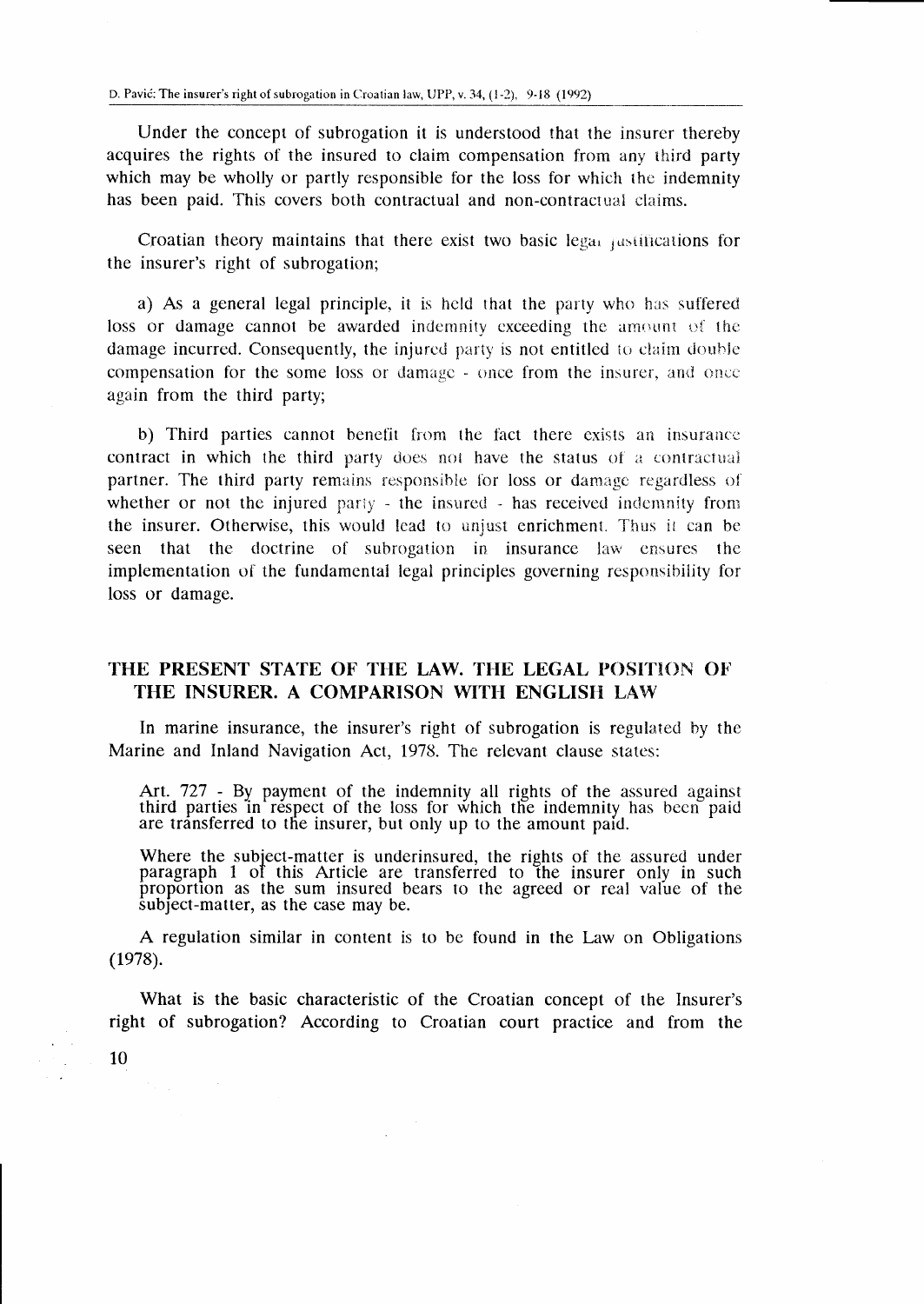Under the concept of subrogation it is understood that the insurer thereby acquires the rights of the insured to claim compensation from any third party which may be wholly or partly responsible for the loss for which the indemnity has been paid. This covers both contractual and non-contractual claims.

Croatian theory maintains that there exist two basic legal justifications for the insurer's right of subrogation;

a) As a general legal principle, it is held that the party who has suffered loss or damage cannot be awarded indemnity exceeding the amount of the damage incurred. Consequently, the injured party is not entitled to claim double compensation for the some loss or damage - once from the insurer, and once again from the third party;

b) Third parties cannot benefit from the fact there exists an insurance contract in which the third party does not have the status of a contractual partner. The third party remains responsible for loss or damage regardless of whether or not the injured party - the insured - has received indemnity from the insurer. Otherwise, this would lead to unjust enrichment. Thus it can be seen that the doctrine of subrogation in insurance law ensures the implementation of the fundamental legal principles governing responsibility for loss or damage.

## THE PRESENT STATE OF THE LAW. THE LEGAL POSITION OF THE INSURER. A COMPARISON WITH ENGLISH LAW

In marine insurance, the insurer's right of subrogation is regulated by the Marine and Inland Navigation Act, 1978. The relevant clause states:

> Art. 727 - By payment of the indemnity all rights of the assured against third parties in respect of the loss for which the indemnity has been paid are transferred to the insurer, but only up to the amount paid.
>
> Where the subject-matter is underinsured, the rights of the assured under paragraph 1 of this Article are transferred to the insurer only in such proportion as the sum insured bears to the agreed or real value of the subject-matter, as the case may be.

A regulation similar in content is to be found in the Law on Obligations (1978).

What is the basic characteristic of the Croatian concept of the Insurer's right of subrogation? According to Croatian court practice and from the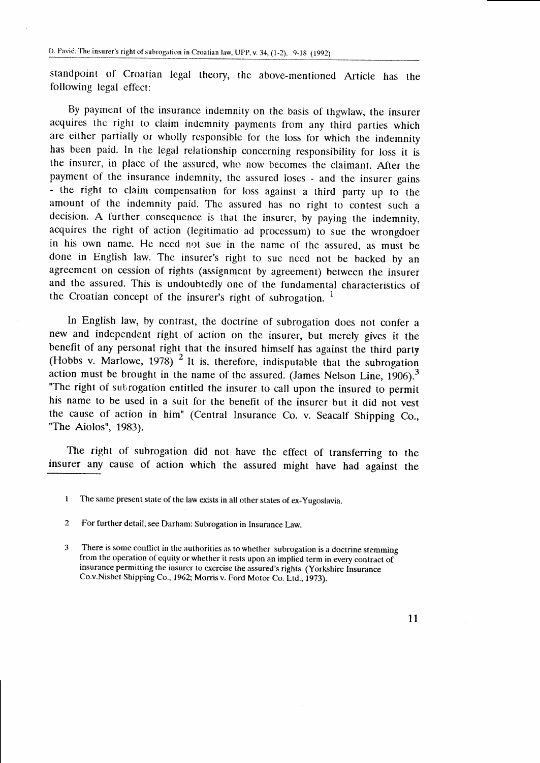standpoint of Croatian legal theory, the above-mentioned Article has the following legal effect:

By payment of the insurance indemnity on the basis of thgwlaw, the insurer acquires the right to claim indemnity payments from any third parties which are either partially or wholly responsible for the loss for which the indemnity has been paid. In the legal relationship concerning responsibility for loss it is the insurer, in place of the assured, who now becomes the claimant. After the payment of the insurance indemnity, the assured loses - and the insurer gains - the right to claim compensation for loss against a third party up to the amount of the indemnity paid. The assured has no right to contest such a decision. A further consequence is that the insurer, by paying the indemnity, acquires the right of action (legitimatio ad processum) to sue the wrongdoer in his own name. He need not sue in the name of the assured, as must be done in English law. The insurer's right to sue need not be backed by an agreement on cession of rights (assignment by agreement) between the insurer and the assured. This is undoubtedly one of the fundamental characteristics of the Croatian concept of the insurer's right of subrogation. [1]

In English law, by contrast, the doctrine of subrogation does not confer a new and independent right of action on the insurer, but merely gives it the benefit of any personal right that the insured himself has against the third party (Hobbs v. Marlowe, 1978) [2] It is, therefore, indisputable that the subrogation action must be brought in the name of the assured. (James Nelson Line, 1906).[3] "The right of subrogation entitled the insurer to call upon the insured to permit his name to be used in a suit for the benefit of the insurer but it did not vest the cause of action in him" (Central Insurance Co. v. Seacalf Shipping Co., "The Aiolos", 1983).

The right of subrogation did not have the effect of transferring to the insurer any cause of action which the assured might have had against the

---

1 The same present state of the law exists in all other states of ex-Yugoslavia.

2 For further detail, see Darham: Subrogation in Insurance Law.

3 There is some conflict in the authorities as to whether subrogation is a doctrine stemming from the operation of equity or whether it rests upon an implied term in every contract of insurance permitting the insurer to exercise the assured's rights. (Yorkshire Insurance Co.v.Nisbet Shipping Co., 1962; Morris v. Ford Motor Co. Ltd., 1973).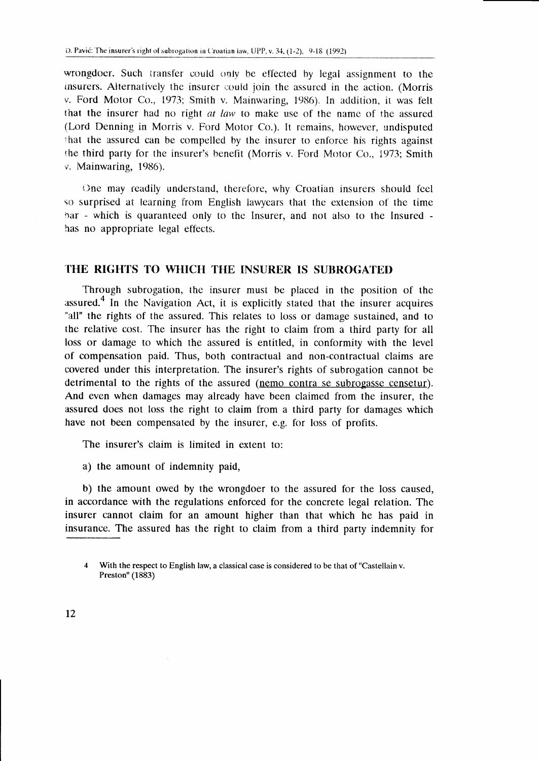wrongdoer. Such transfer could only be effected by legal assignment to the insurers. Alternatively the insurer could join the assured in the action. (Morris v. Ford Motor Co., 1973; Smith v. Mainwaring, 1986). In addition, it was felt that the insurer had no right *at law* to make use of the name of the assured (Lord Denning in Morris v. Ford Motor Co.). It remains, however, undisputed that the assured can be compelled by the insurer to enforce his rights against the third party for the insurer's benefit (Morris v. Ford Motor Co., 1973; Smith v. Mainwaring, 1986).

One may readily understand, therefore, why Croatian insurers should feel so surprised at learning from English lawyears that the extension of the time bar - which is quaranteed only to the Insurer, and not also to the Insured - has no appropriate legal effects.

## THE RIGHTS TO WHICH THE INSURER IS SUBROGATED

Through subrogation, the insurer must be placed in the position of the assured.[4] In the Navigation Act, it is explicitly stated that the insurer acquires "all" the rights of the assured. This relates to loss or damage sustained, and to the relative cost. The insurer has the right to claim from a third party for all loss or damage to which the assured is entitled, in conformity with the level of compensation paid. Thus, both contractual and non-contractual claims are covered under this interpretation. The insurer's rights of subrogation cannot be detrimental to the rights of the assured (nemo contra se subrogasse censetur). And even when damages may already have been claimed from the insurer, the assured does not loss the right to claim from a third party for damages which have not been compensated by the insurer, e.g. for loss of profits.

The insurer's claim is limited in extent to:

a) the amount of indemnity paid,

b) the amount owed by the wrongdoer to the assured for the loss caused, in accordance with the regulations enforced for the concrete legal relation. The insurer cannot claim for an amount higher than that which he has paid in insurance. The assured has the right to claim from a third party indemnity for

---

4 With the respect to English law, a classical case is considered to be that of "Castellain v. Preston" (1883)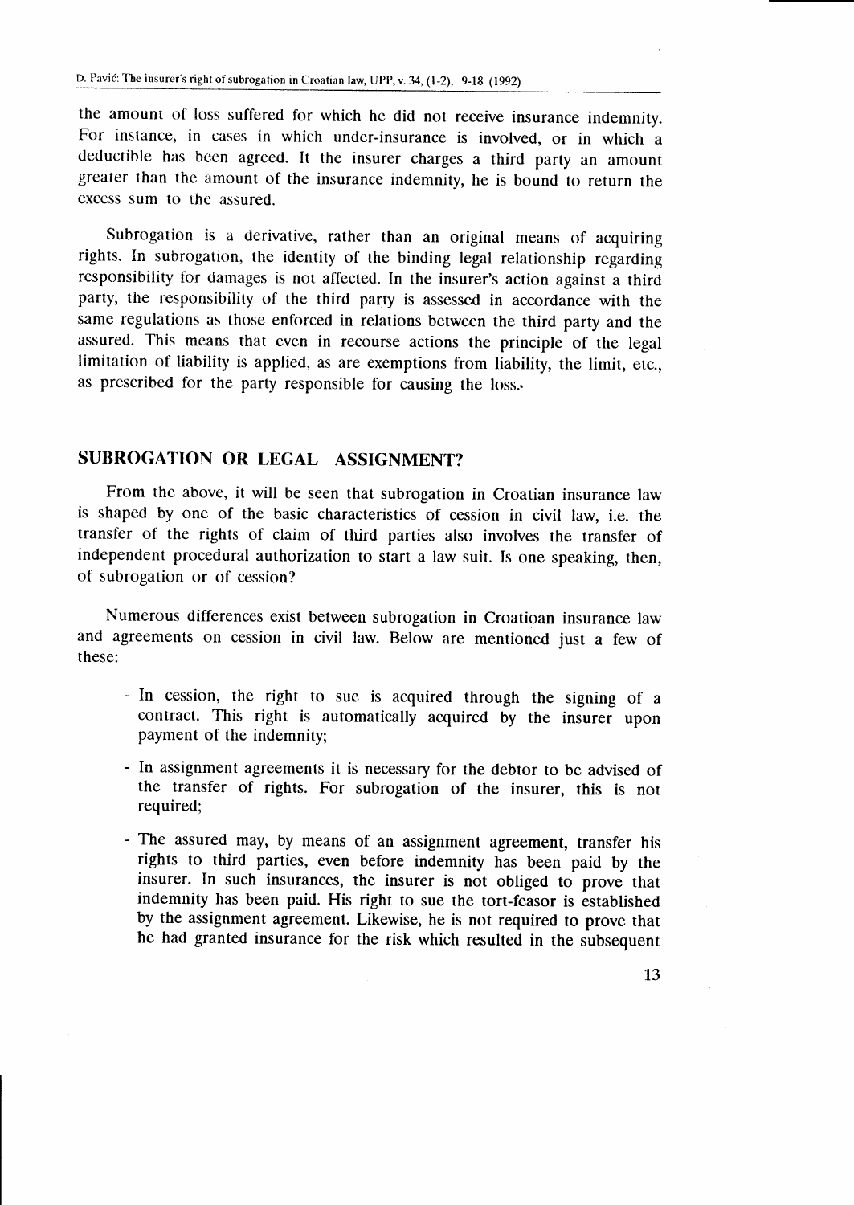the amount of loss suffered for which he did not receive insurance indemnity. For instance, in cases in which under-insurance is involved, or in which a deductible has been agreed. It the insurer charges a third party an amount greater than the amount of the insurance indemnity, he is bound to return the excess sum to the assured.

Subrogation is a derivative, rather than an original means of acquiring rights. In subrogation, the identity of the binding legal relationship regarding responsibility for damages is not affected. In the insurer's action against a third party, the responsibility of the third party is assessed in accordance with the same regulations as those enforced in relations between the third party and the assured. This means that even in recourse actions the principle of the legal limitation of liability is applied, as are exemptions from liability, the limit, etc., as prescribed for the party responsible for causing the loss.

## SUBROGATION OR LEGAL ASSIGNMENT?

From the above, it will be seen that subrogation in Croatian insurance law is shaped by one of the basic characteristics of cession in civil law, i.e. the transfer of the rights of claim of third parties also involves the transfer of independent procedural authorization to start a law suit. Is one speaking, then, of subrogation or of cession?

Numerous differences exist between subrogation in Croatioan insurance law and agreements on cession in civil law. Below are mentioned just a few of these:

- In cession, the right to sue is acquired through the signing of a contract. This right is automatically acquired by the insurer upon payment of the indemnity;
- In assignment agreements it is necessary for the debtor to be advised of the transfer of rights. For subrogation of the insurer, this is not required;
- The assured may, by means of an assignment agreement, transfer his rights to third parties, even before indemnity has been paid by the insurer. In such insurances, the insurer is not obliged to prove that indemnity has been paid. His right to sue the tort-feasor is established by the assignment agreement. Likewise, he is not required to prove that he had granted insurance for the risk which resulted in the subsequent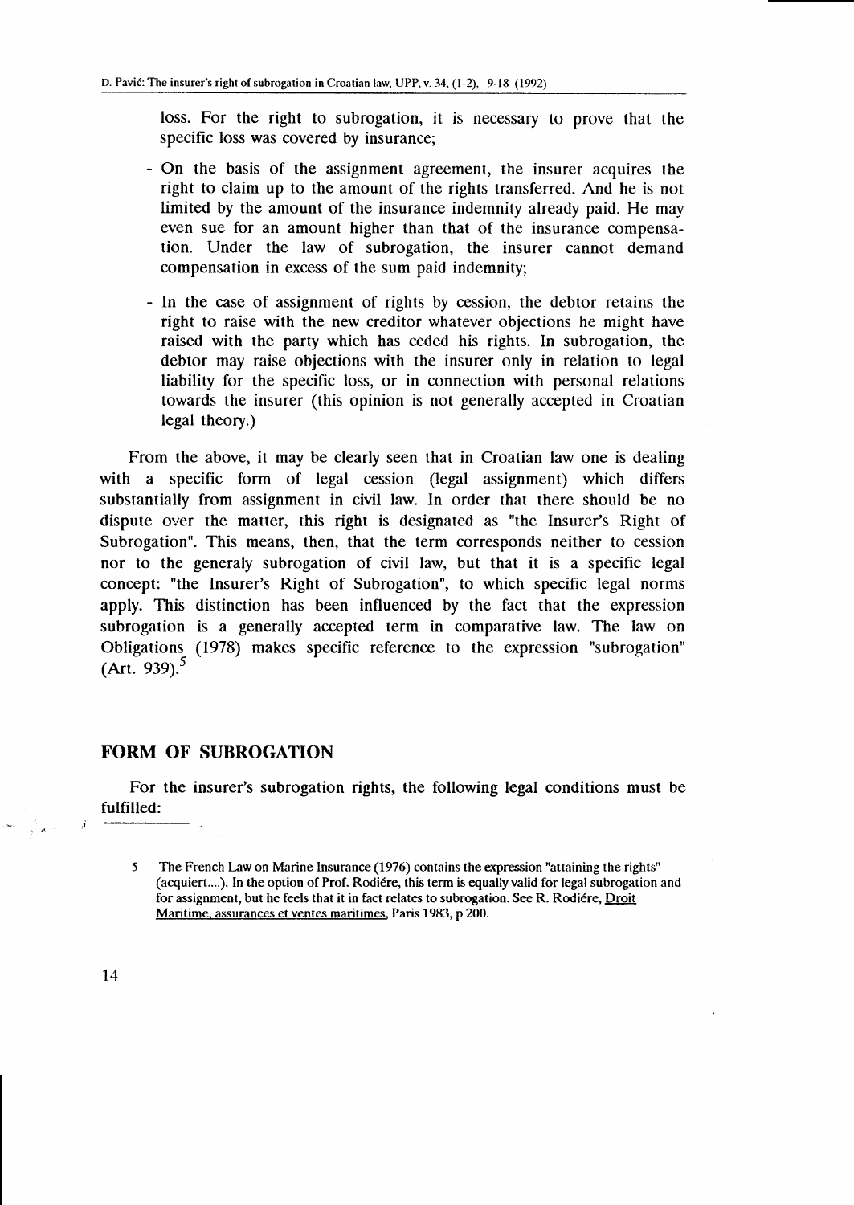loss. For the right to subrogation, it is necessary to prove that the specific loss was covered by insurance;

- On the basis of the assignment agreement, the insurer acquires the right to claim up to the amount of the rights transferred. And he is not limited by the amount of the insurance indemnity already paid. He may even sue for an amount higher than that of the insurance compensation. Under the law of subrogation, the insurer cannot demand compensation in excess of the sum paid indemnity;

- In the case of assignment of rights by cession, the debtor retains the right to raise with the new creditor whatever objections he might have raised with the party which has ceded his rights. In subrogation, the debtor may raise objections with the insurer only in relation to legal liability for the specific loss, or in connection with personal relations towards the insurer (this opinion is not generally accepted in Croatian legal theory.)

From the above, it may be clearly seen that in Croatian law one is dealing with a specific form of legal cession (legal assignment) which differs substantially from assignment in civil law. In order that there should be no dispute over the matter, this right is designated as "the Insurer's Right of Subrogation". This means, then, that the term corresponds neither to cession nor to the generaly subrogation of civil law, but that it is a specific legal concept: "the Insurer's Right of Subrogation", to which specific legal norms apply. This distinction has been influenced by the fact that the expression subrogation is a generally accepted term in comparative law. The law on Obligations (1978) makes specific reference to the expression "subrogation" (Art. 939).[5]

## FORM OF SUBROGATION

For the insurer's subrogation rights, the following legal conditions must be fulfilled:

---

[5] The French Law on Marine Insurance (1976) contains the expression "attaining the rights" (acquiert....). In the option of Prof. Rodiére, this term is equally valid for legal subrogation and for assignment, but he feels that it in fact relates to subrogation. See R. Rodiére, Droit Maritime, assurances et ventes maritimes, Paris 1983, p 200.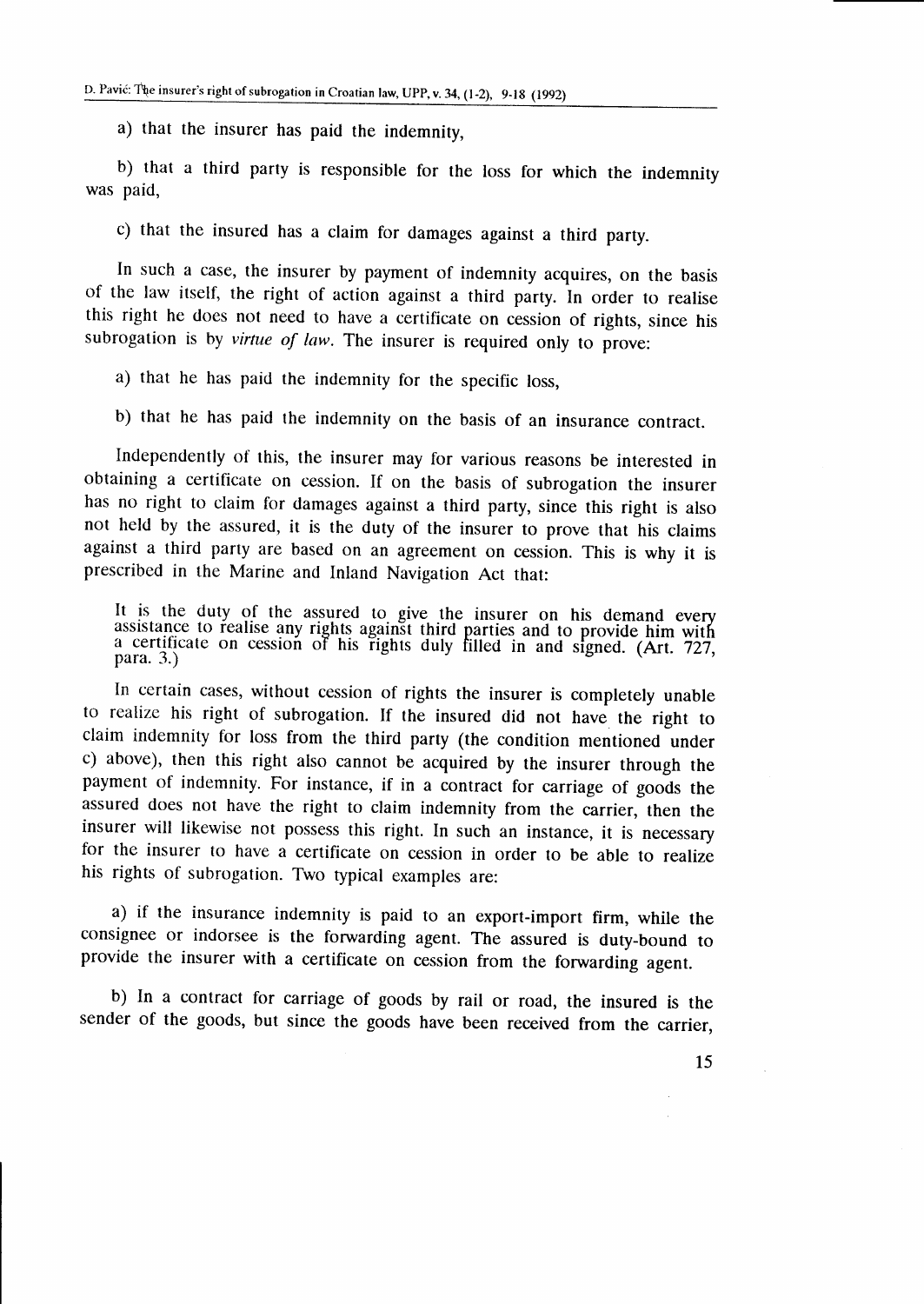a) that the insurer has paid the indemnity,

b) that a third party is responsible for the loss for which the indemnity was paid,

c) that the insured has a claim for damages against a third party.

In such a case, the insurer by payment of indemnity acquires, on the basis of the law itself, the right of action against a third party. In order to realise this right he does not need to have a certificate on cession of rights, since his subrogation is by *virtue of law*. The insurer is required only to prove:

a) that he has paid the indemnity for the specific loss,

b) that he has paid the indemnity on the basis of an insurance contract.

Independently of this, the insurer may for various reasons be interested in obtaining a certificate on cession. If on the basis of subrogation the insurer has no right to claim for damages against a third party, since this right is also not held by the assured, it is the duty of the insurer to prove that his claims against a third party are based on an agreement on cession. This is why it is prescribed in the Marine and Inland Navigation Act that:

> It is the duty of the assured to give the insurer on his demand every assistance to realise any rights against third parties and to provide him with a certificate on cession of his rights duly filled in and signed. (Art. 727, para. 3.)

In certain cases, without cession of rights the insurer is completely unable to realize his right of subrogation. If the insured did not have the right to claim indemnity for loss from the third party (the condition mentioned under c) above), then this right also cannot be acquired by the insurer through the payment of indemnity. For instance, if in a contract for carriage of goods the assured does not have the right to claim indemnity from the carrier, then the insurer will likewise not possess this right. In such an instance, it is necessary for the insurer to have a certificate on cession in order to be able to realize his rights of subrogation. Two typical examples are:

a) if the insurance indemnity is paid to an export-import firm, while the consignee or indorsee is the forwarding agent. The assured is duty-bound to provide the insurer with a certificate on cession from the forwarding agent.

b) In a contract for carriage of goods by rail or road, the insured is the sender of the goods, but since the goods have been received from the carrier,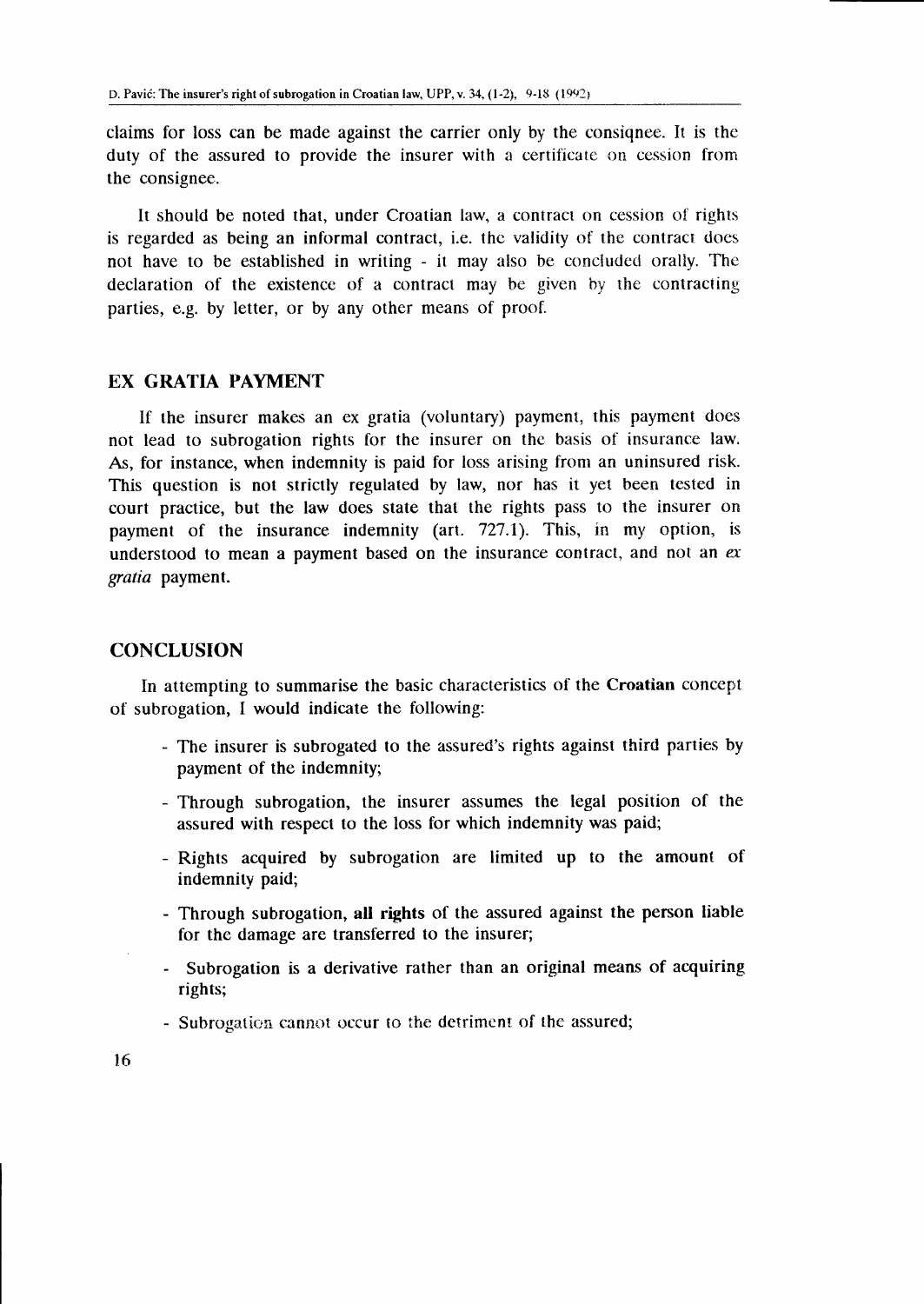claims for loss can be made against the carrier only by the consiqnee. It is the duty of the assured to provide the insurer with a certificate on cession from the consignee.

It should be noted that, under Croatian law, a contract on cession of rights is regarded as being an informal contract, i.e. the validity of the contract does not have to be established in writing - it may also be concluded orally. The declaration of the existence of a contract may be given by the contracting parties, e.g. by letter, or by any other means of proof.

## EX GRATIA PAYMENT

If the insurer makes an ex gratia (voluntary) payment, this payment does not lead to subrogation rights for the insurer on the basis of insurance law. As, for instance, when indemnity is paid for loss arising from an uninsured risk. This question is not strictly regulated by law, nor has it yet been tested in court practice, but the law does state that the rights pass to the insurer on payment of the insurance indemnity (art. 727.1). This, in my option, is understood to mean a payment based on the insurance contract, and not an *ex gratia* payment.

## CONCLUSION

In attempting to summarise the basic characteristics of the **Croatian** concept of subrogation, I would indicate the following:

- The insurer is subrogated to the assured's rights against third parties by payment of the indemnity;
- Through subrogation, the insurer assumes the legal position of the assured with respect to the loss for which indemnity was paid;
- Rights acquired by subrogation are limited up to the amount of indemnity paid;
- Through subrogation, **all rights** of the assured against the person liable for the damage are transferred to the insurer;
- Subrogation is a derivative rather than an original means of acquiring rights;
- Subrogation cannot occur to the detriment of the assured;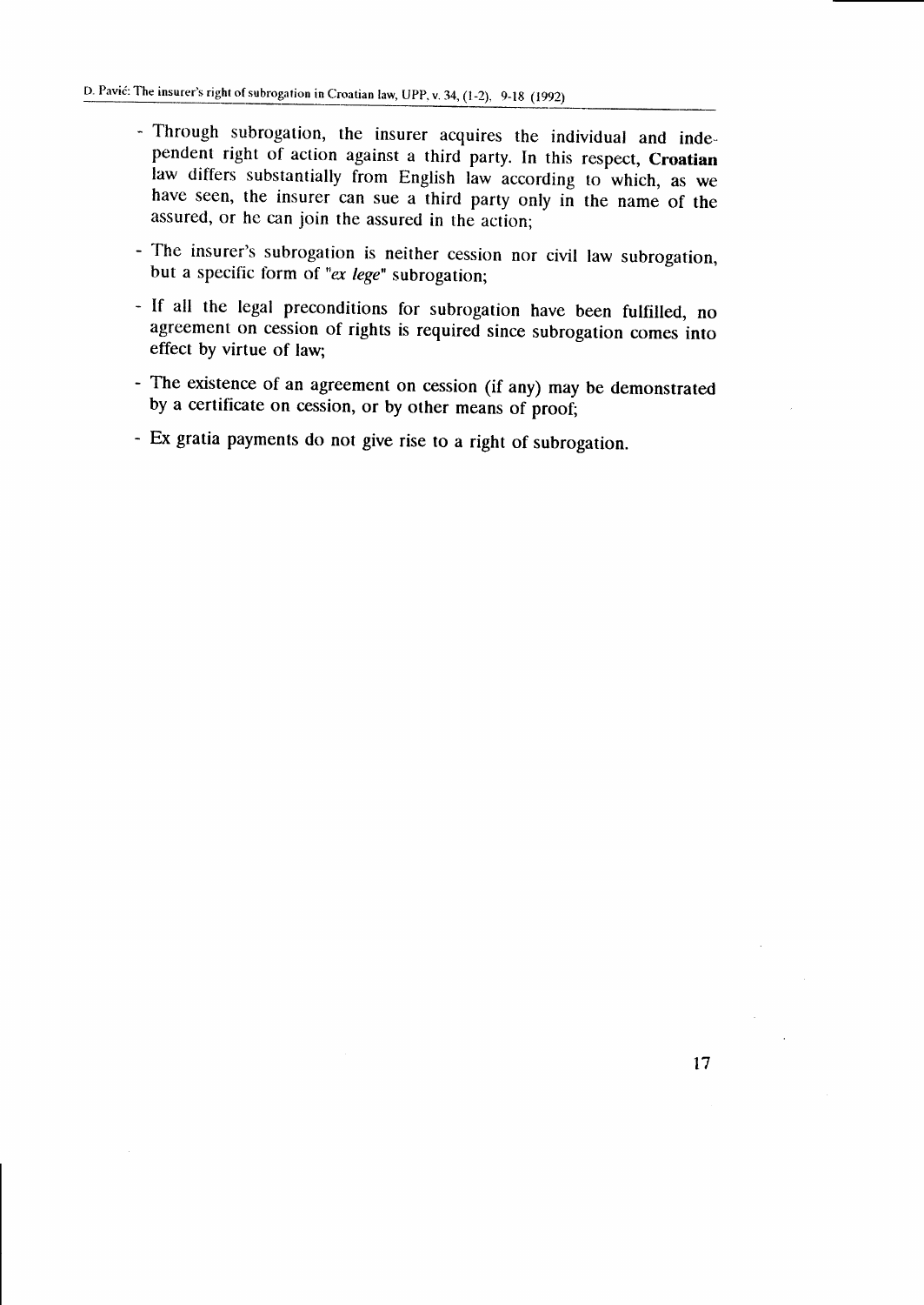- Through subrogation, the insurer acquires the individual and independent right of action against a third party. In this respect, **Croatian** law differs substantially from English law according to which, as we have seen, the insurer can sue a third party only in the name of the assured, or he can join the assured in the action;
- The insurer's subrogation is neither cession nor civil law subrogation, but a specific form of "*ex lege*" subrogation;
- If all the legal preconditions for subrogation have been fulfilled, no agreement on cession of rights is required since subrogation comes into effect by virtue of law;
- The existence of an agreement on cession (if any) may be demonstrated by a certificate on cession, or by other means of proof;
- Ex gratia payments do not give rise to a right of subrogation.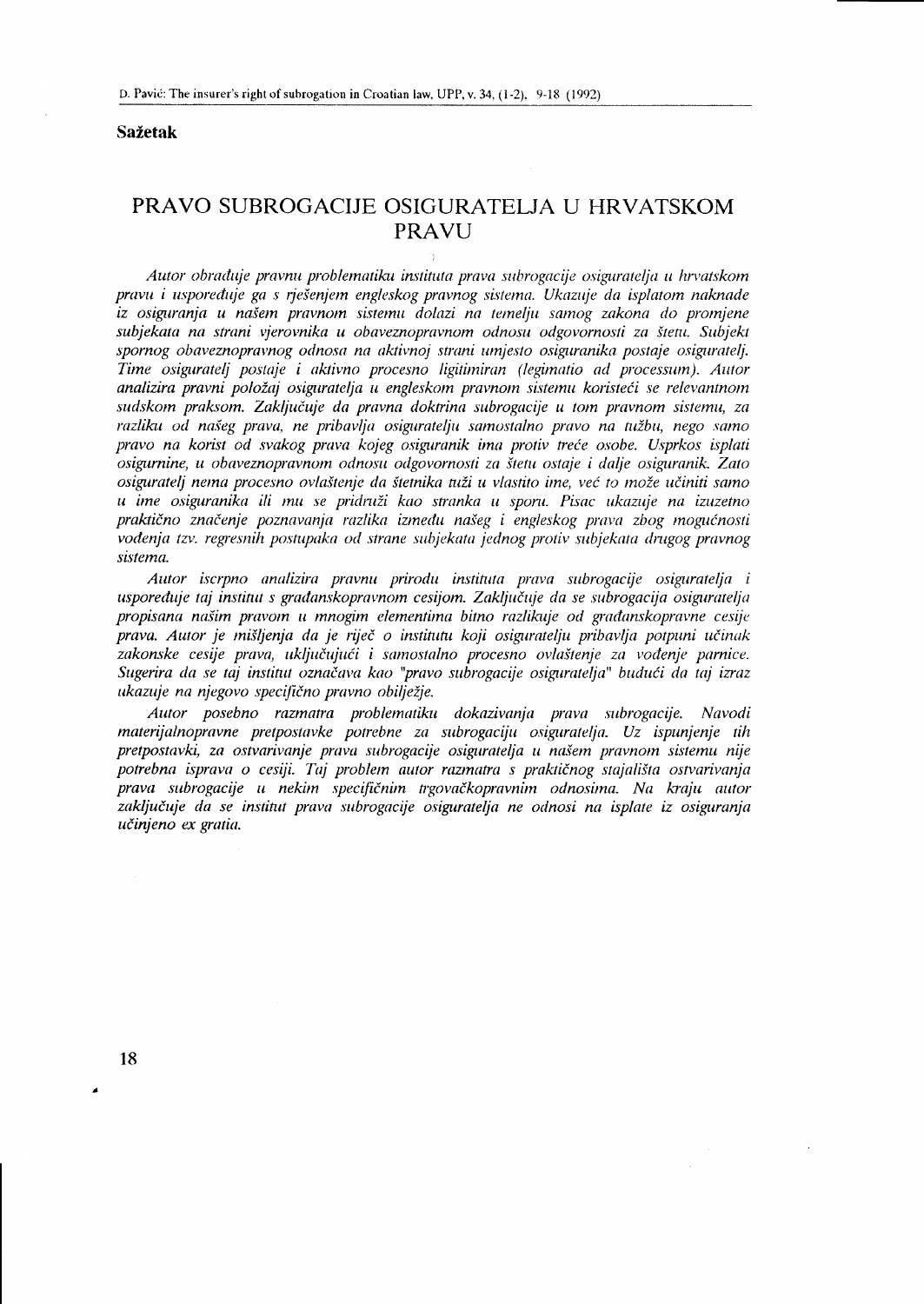**Sažetak**

## PRAVO SUBROGACIJE OSIGURATELJA U HRVATSKOM PRAVU

*Autor obrađuje pravnu problematiku instituta prava subrogacije osiguratelja u hrvatskom pravu i uspoređuje ga s rješenjem engleskog pravnog sistema. Ukazuje da isplatom naknade iz osiguranja u našem pravnom sistemu dolazi na temelju samog zakona do promjene subjekata na strani vjerovnika u obaveznopravnom odnosu odgovornosti za štetu. Subjekt spornog obaveznopravnog odnosa na aktivnoj strani umjesto osiguranika postaje osiguratelj. Time osiguratelj postaje i aktivno procesno legitimiran (legimatio ad processum). Autor analizira pravni položaj osiguratelja u engleskom pravnom sistemu koristeći se relevantnom sudskom praksom. Zaključuje da pravna doktrina subrogacije u tom pravnom sistemu, za razliku od našeg prava, ne pribavlja osiguratelju samostalno pravo na tužbu, nego samo pravo na korist od svakog prava kojeg osiguranik ima protiv treće osobe. Usprkos isplati osigurnine, u obaveznopravnom odnosu odgovornosti za štetu ostaje i dalje osiguranik. Zato osiguratelj nema procesno ovlaštenje da štetnika tuži u vlastito ime, već to može učiniti samo u ime osiguranika ili mu se pridruži kao stranka u sporu. Pisac ukazuje na izuzetno praktično značenje poznavanja razlika između našeg i engleskog prava zbog mogućnosti vođenja tzv. regresnih postupaka od strane subjekata jednog protiv subjekata drugog pravnog sistema.*

*Autor iscrpno analizira pravnu prirodu instituta prava subrogacije osiguratelja i uspoređuje taj institut s građanskopravnom cesijom. Zaključuje da se subrogacija osiguratelja propisana našim pravom u mnogim elementima bitno razlikuje od građanskopravne cesije prava. Autor je mišljenja da je riječ o institutu koji osiguratelju pribavlja potpuni učinak zakonske cesije prava, uključujući i samostalno procesno ovlaštenje za vođenje parnice. Sugerira da se taj institut označava kao "pravo subrogacije osiguratelja" budući da taj izraz ukazuje na njegovo specifično pravno obilježje.*

*Autor posebno razmatra problematiku dokazivanja prava subrogacije. Navodi materijalnopravne pretpostavke potrebne za subrogaciju osiguratelju. Uz ispunjenje tih pretpostavki, za ostvarivanje prava subrogacije osiguratelja u našem pravnom sistemu nije potrebna isprava o cesiji. Taj problem autor razmatra s praktičnog stajališta ostvarivanja prava subrogacije u nekim specifičnim trgovačkopravnim odnosima. Na kraju autor zaključuje da se institut prava subrogacije osiguratelja ne odnosi na isplate iz osiguranja učinjeno ex gratia.*